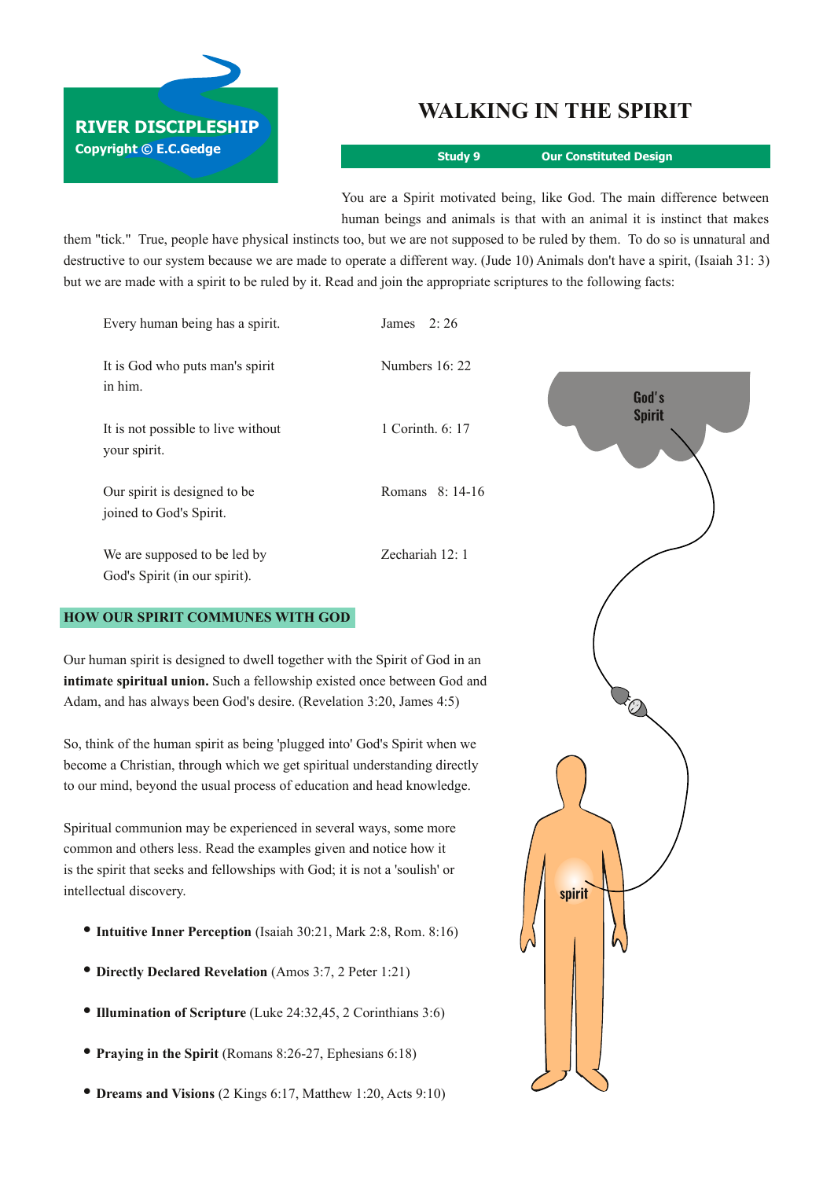RIVER DISCIPLESHIP
Copyright © E.C.Gedge

# WALKING IN THE SPIRIT

**Study 9 — Our Constituted Design**

You are a Spirit motivated being, like God. The main difference between human beings and animals is that with an animal it is instinct that makes them "tick." True, people have physical instincts too, but we are not supposed to be ruled by them. To do so is unnatural and destructive to our system because we are made to operate a different way. (Jude 10) Animals don't have a spirit, (Isaiah 31: 3) but we are made with a spirit to be ruled by it. Read and join the appropriate scriptures to the following facts:

| | |
|---|---|
| Every human being has a spirit. | James 2: 26 |
| It is God who puts man's spirit in him. | Numbers 16: 22 |
| It is not possible to live without your spirit. | 1 Corinth. 6: 17 |
| Our spirit is designed to be joined to God's Spirit. | Romans 8: 14-16 |
| We are supposed to be led by God's Spirit (in our spirit). | Zechariah 12: 1 |

God's Spirit

spirit

## HOW OUR SPIRIT COMMUNES WITH GOD

Our human spirit is designed to dwell together with the Spirit of God in an **intimate spiritual union.** Such a fellowship existed once between God and Adam, and has always been God's desire. (Revelation 3:20, James 4:5)

So, think of the human spirit as being 'plugged into' God's Spirit when we become a Christian, through which we get spiritual understanding directly to our mind, beyond the usual process of education and head knowledge.

Spiritual communion may be experienced in several ways, some more common and others less. Read the examples given and notice how it is the spirit that seeks and fellowships with God; it is not a 'soulish' or intellectual discovery.

- **Intuitive Inner Perception** (Isaiah 30:21, Mark 2:8, Rom. 8:16)
- **Directly Declared Revelation** (Amos 3:7, 2 Peter 1:21)
- **Illumination of Scripture** (Luke 24:32,45, 2 Corinthians 3:6)
- **Praying in the Spirit** (Romans 8:26-27, Ephesians 6:18)
- **Dreams and Visions** (2 Kings 6:17, Matthew 1:20, Acts 9:10)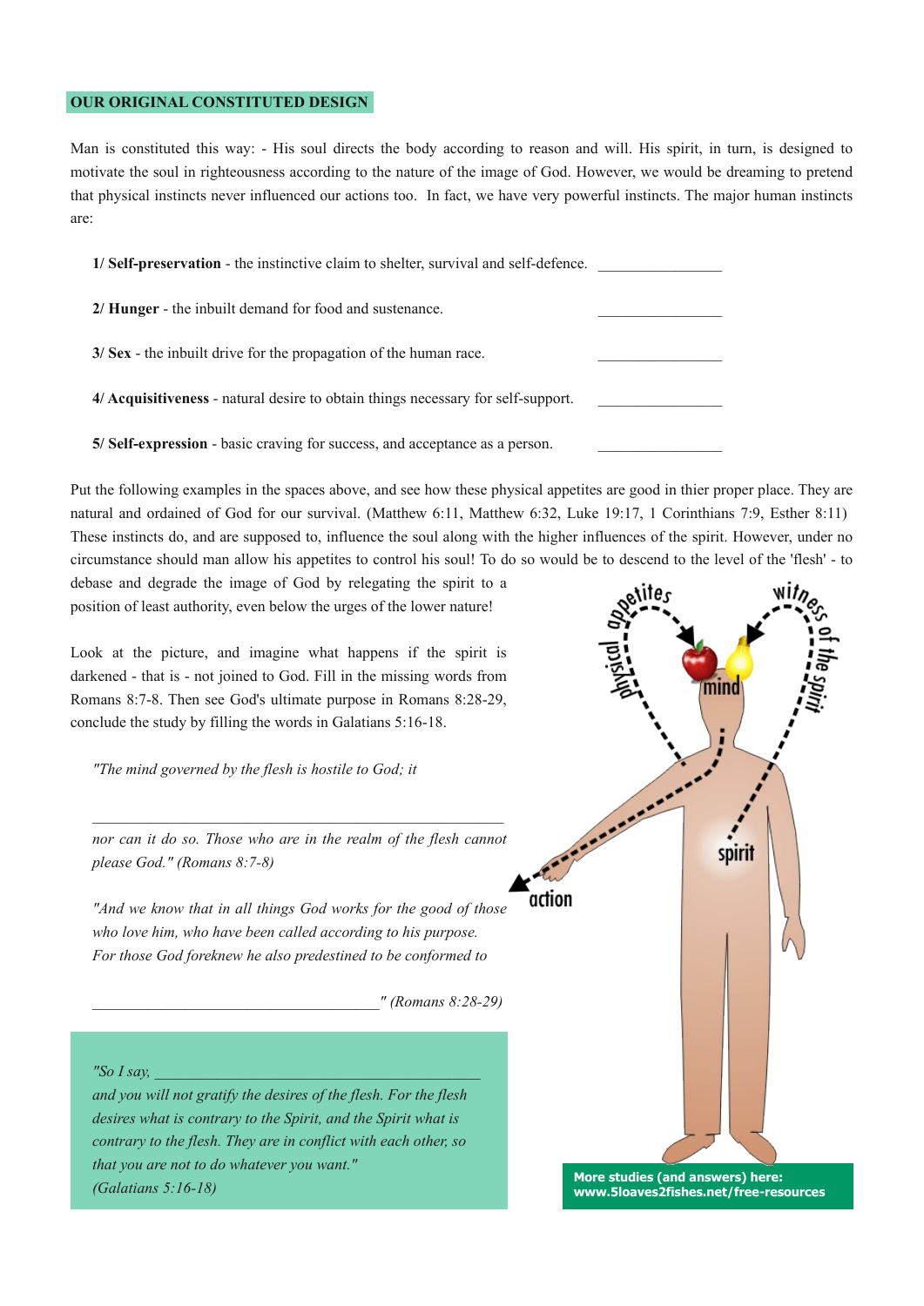## OUR ORIGINAL CONSTITUTED DESIGN

Man is constituted this way: - His soul directs the body according to reason and will. His spirit, in turn, is designed to motivate the soul in righteousness according to the nature of the image of God. However, we would be dreaming to pretend that physical instincts never influenced our actions too. In fact, we have very powerful instincts. The major human instincts are:

**1/ Self-preservation** - the instinctive claim to shelter, survival and self-defence. ________________

**2/ Hunger** - the inbuilt demand for food and sustenance. ________________

**3/ Sex** - the inbuilt drive for the propagation of the human race. ________________

**4/ Acquisitiveness** - natural desire to obtain things necessary for self-support. ________________

**5/ Self-expression** - basic craving for success, and acceptance as a person. ________________

Put the following examples in the spaces above, and see how these physical appetites are good in thier proper place. They are natural and ordained of God for our survival. (Matthew 6:11, Matthew 6:32, Luke 19:17, 1 Corinthians 7:9, Esther 8:11) These instincts do, and are supposed to, influence the soul along with the higher influences of the spirit. However, under no circumstance should man allow his appetites to control his soul! To do so would be to descend to the level of the 'flesh' - to debase and degrade the image of God by relegating the spirit to a position of least authority, even below the urges of the lower nature!

Look at the picture, and imagine what happens if the spirit is darkened - that is - not joined to God. Fill in the missing words from Romans 8:7-8. Then see God's ultimate purpose in Romans 8:28-29, conclude the study by filling the words in Galatians 5:16-18.

*"The mind governed by the flesh is hostile to God; it*

_______________________________________________

*nor can it do so. Those who are in the realm of the flesh cannot please God." (Romans 8:7-8)*

*"And we know that in all things God works for the good of those who love him, who have been called according to his purpose. For those God foreknew he also predestined to be conformed to*

_____________________________________" *(Romans 8:28-29)*

*"So I say, _____________________________________*
*and you will not gratify the desires of the flesh. For the flesh desires what is contrary to the Spirit, and the Spirit what is contrary to the flesh. They are in conflict with each other, so that you are not to do whatever you want."*
*(Galatians 5:16-18)*

physical appetites

witness of the spirit

mind

spirit

action

**More studies (and answers) here: www.5loaves2fishes.net/free-resources**